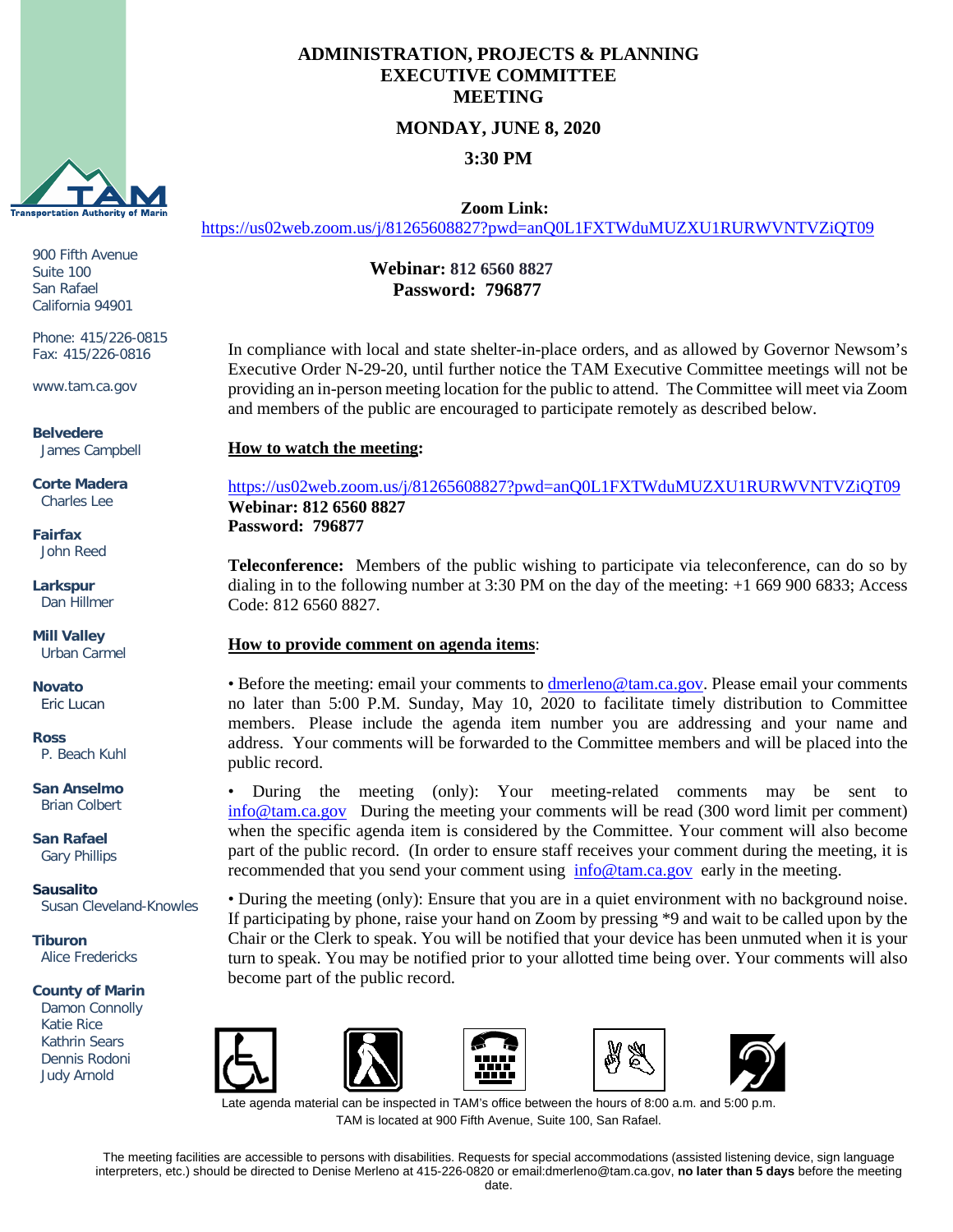# ADMINISTRATION, PROJECTS & PLANNING EXECUTIVE COMMITTEE MEETING

**MONDAY, JUNE 8, 2020**

**3:30 PM**

**Zoom Link:**
https://us02web.zoom.us/j/81265608827?pwd=anQ0L1FXTWduMUZXU1RURWVNTVZiQT09

**Webinar: 812 6560 8827**
**Password: 796877**

900 Fifth Avenue
Suite 100
San Rafael
California 94901

Phone: 415/226-0815
Fax: 415/226-0816

www.tam.ca.gov

**Belvedere**
James Campbell

**Corte Madera**
Charles Lee

**Fairfax**
John Reed

**Larkspur**
Dan Hillmer

**Mill Valley**
Urban Carmel

**Novato**
Eric Lucan

**Ross**
P. Beach Kuhl

**San Anselmo**
Brian Colbert

**San Rafael**
Gary Phillips

**Sausalito**
Susan Cleveland-Knowles

**Tiburon**
Alice Fredericks

**County of Marin**
Damon Connolly
Katie Rice
Kathrin Sears
Dennis Rodoni
Judy Arnold

In compliance with local and state shelter-in-place orders, and as allowed by Governor Newsom's Executive Order N-29-20, until further notice the TAM Executive Committee meetings will not be providing an in-person meeting location for the public to attend. The Committee will meet via Zoom and members of the public are encouraged to participate remotely as described below.

**How to watch the meeting:**

https://us02web.zoom.us/j/81265608827?pwd=anQ0L1FXTWduMUZXU1RURWVNTVZiQT09
**Webinar: 812 6560 8827**
**Password: 796877**

**Teleconference:** Members of the public wishing to participate via teleconference, can do so by dialing in to the following number at 3:30 PM on the day of the meeting: +1 669 900 6833; Access Code: 812 6560 8827.

**How to provide comment on agenda items:**

• Before the meeting: email your comments to dmerleno@tam.ca.gov. Please email your comments no later than 5:00 P.M. Sunday, May 10, 2020 to facilitate timely distribution to Committee members. Please include the agenda item number you are addressing and your name and address. Your comments will be forwarded to the Committee members and will be placed into the public record.

• During the meeting (only): Your meeting-related comments may be sent to info@tam.ca.gov During the meeting your comments will be read (300 word limit per comment) when the specific agenda item is considered by the Committee. Your comment will also become part of the public record. (In order to ensure staff receives your comment during the meeting, it is recommended that you send your comment using info@tam.ca.gov early in the meeting.

• During the meeting (only): Ensure that you are in a quiet environment with no background noise. If participating by phone, raise your hand on Zoom by pressing *9 and wait to be called upon by the Chair or the Clerk to speak. You will be notified that your device has been unmuted when it is your turn to speak. You may be notified prior to your allotted time being over. Your comments will also become part of the public record.

Late agenda material can be inspected in TAM's office between the hours of 8:00 a.m. and 5:00 p.m. TAM is located at 900 Fifth Avenue, Suite 100, San Rafael.

The meeting facilities are accessible to persons with disabilities. Requests for special accommodations (assisted listening device, sign language interpreters, etc.) should be directed to Denise Merleno at 415-226-0820 or email:dmerleno@tam.ca.gov, **no later than 5 days** before the meeting date.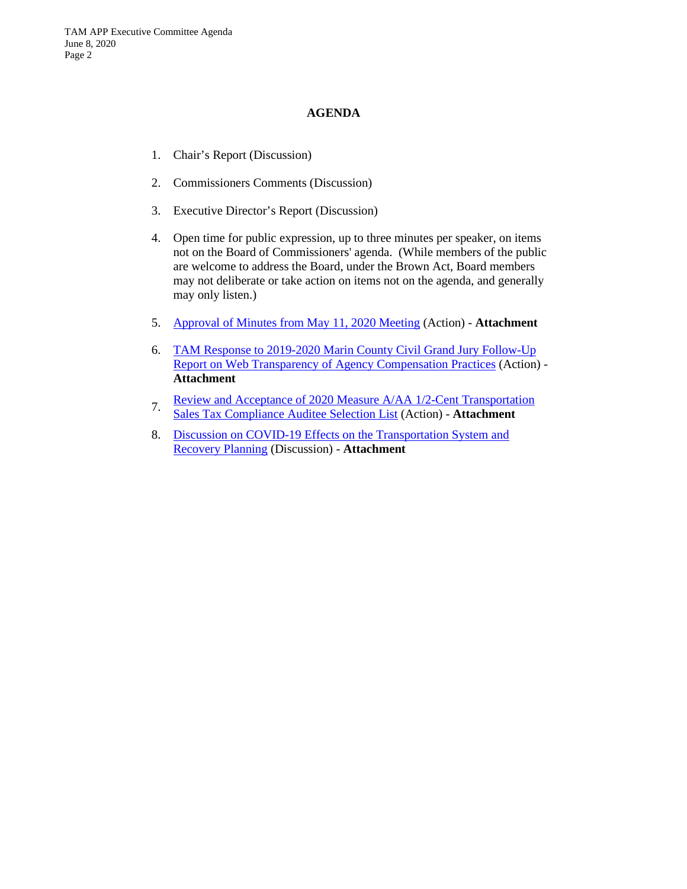## AGENDA

1. Chair's Report (Discussion)

2. Commissioners Comments (Discussion)

3. Executive Director's Report (Discussion)

4. Open time for public expression, up to three minutes per speaker, on items not on the Board of Commissioners' agenda. (While members of the public are welcome to address the Board, under the Brown Act, Board members may not deliberate or take action on items not on the agenda, and generally may only listen.)

5. Approval of Minutes from May 11, 2020 Meeting (Action) - **Attachment**

6. TAM Response to 2019-2020 Marin County Civil Grand Jury Follow-Up Report on Web Transparency of Agency Compensation Practices (Action) - **Attachment**

7. Review and Acceptance of 2020 Measure A/AA 1/2-Cent Transportation Sales Tax Compliance Auditee Selection List (Action) - **Attachment**

8. Discussion on COVID-19 Effects on the Transportation System and Recovery Planning (Discussion) - **Attachment**